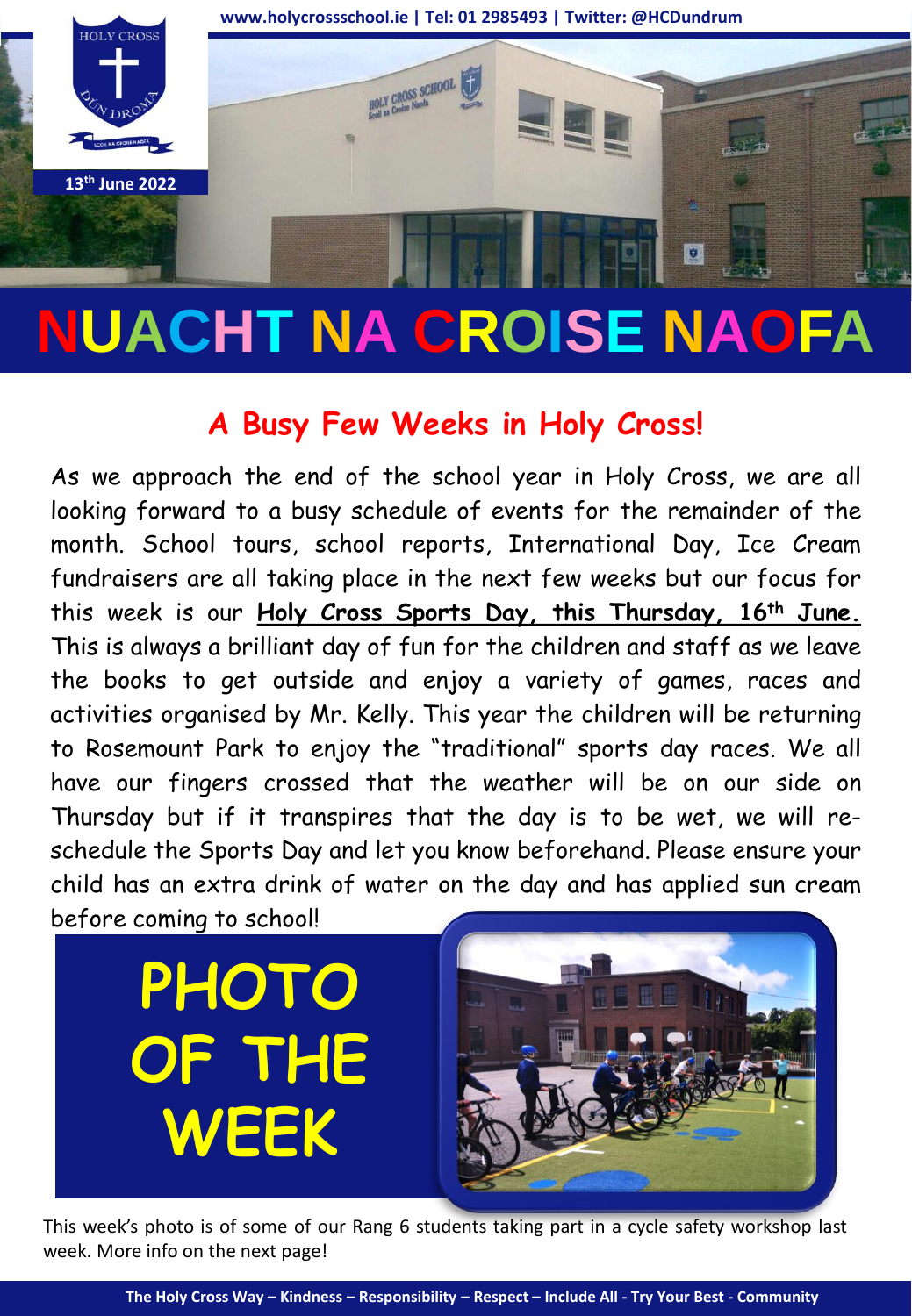www.holycrossschool.ie | Tel: 01 2985493 | Twitter: @HCDundrum

13th June 2022

# NUACHT NA CROISE NAOFA

## A Busy Few Weeks in Holy Cross!

As we approach the end of the school year in Holy Cross, we are all looking forward to a busy schedule of events for the remainder of the month. School tours, school reports, International Day, Ice Cream fundraisers are all taking place in the next few weeks but our focus for this week is our **Holy Cross Sports Day, this Thursday, 16th June.** This is always a brilliant day of fun for the children and staff as we leave the books to get outside and enjoy a variety of games, races and activities organised by Mr. Kelly. This year the children will be returning to Rosemount Park to enjoy the "traditional" sports day races. We all have our fingers crossed that the weather will be on our side on Thursday but if it transpires that the day is to be wet, we will re-schedule the Sports Day and let you know beforehand. Please ensure your child has an extra drink of water on the day and has applied sun cream before coming to school!

## PHOTO OF THE WEEK

This week's photo is of some of our Rang 6 students taking part in a cycle safety workshop last week. More info on the next page!

The Holy Cross Way – Kindness – Responsibility – Respect – Include All - Try Your Best - Community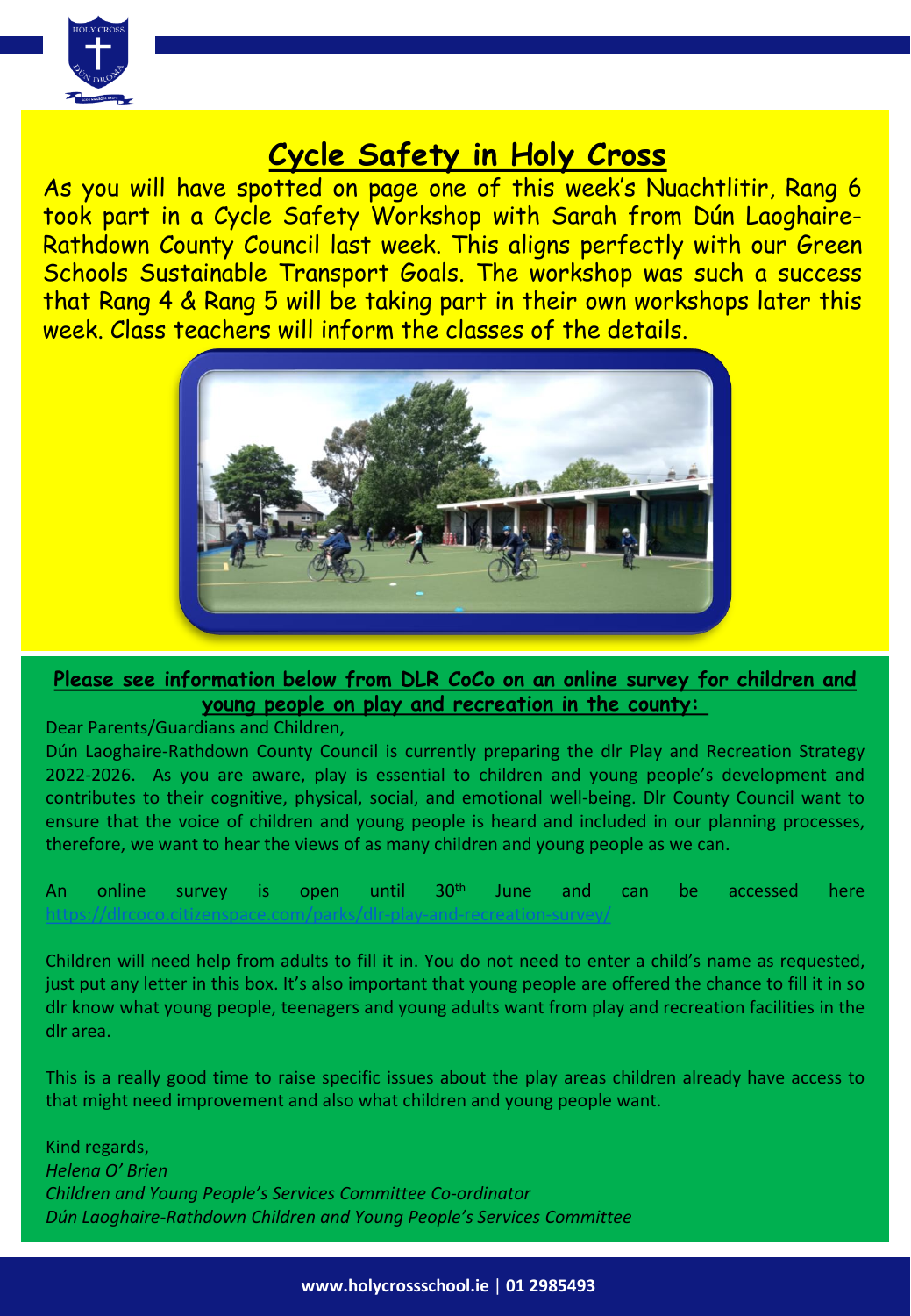# Cycle Safety in Holy Cross

As you will have spotted on page one of this week's Nuachtlitir, Rang 6 took part in a Cycle Safety Workshop with Sarah from Dún Laoghaire-Rathdown County Council last week. This aligns perfectly with our Green Schools Sustainable Transport Goals. The workshop was such a success that Rang 4 & Rang 5 will be taking part in their own workshops later this week. Class teachers will inform the classes of the details.

**Please see information below from DLR CoCo on an online survey for children and young people on play and recreation in the county:**

Dear Parents/Guardians and Children,

Dún Laoghaire-Rathdown County Council is currently preparing the dlr Play and Recreation Strategy 2022-2026. As you are aware, play is essential to children and young people's development and contributes to their cognitive, physical, social, and emotional well-being. Dlr County Council want to ensure that the voice of children and young people is heard and included in our planning processes, therefore, we want to hear the views of as many children and young people as we can.

An online survey is open until 30th June and can be accessed here https://dlrcoco.citizenspace.com/parks/dlr-play-and-recreation-survey/

Children will need help from adults to fill it in. You do not need to enter a child's name as requested, just put any letter in this box. It's also important that young people are offered the chance to fill it in so dlr know what young people, teenagers and young adults want from play and recreation facilities in the dlr area.

This is a really good time to raise specific issues about the play areas children already have access to that might need improvement and also what children and young people want.

Kind regards,
*Helena O' Brien*
*Children and Young People's Services Committee Co-ordinator*
*Dún Laoghaire-Rathdown Children and Young People's Services Committee*